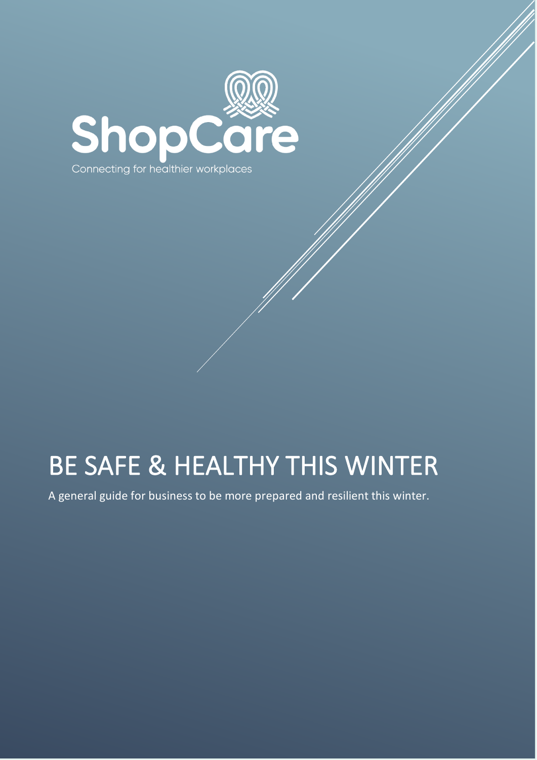ShopCare

Connecting for healthier workplaces

# BE SAFE & HEALTHY THIS WINTER

A general guide for business to be more prepared and resilient this winter.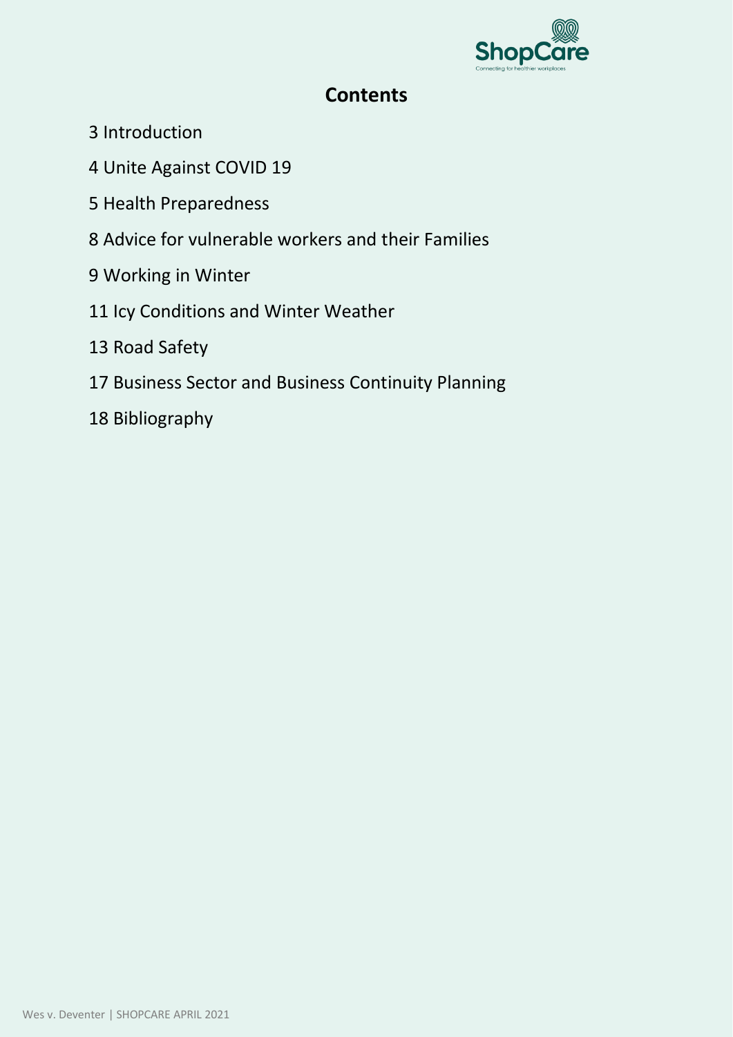## Contents

3 Introduction

4 Unite Against COVID 19

5 Health Preparedness

8 Advice for vulnerable workers and their Families

9 Working in Winter

11 Icy Conditions and Winter Weather

13 Road Safety

17 Business Sector and Business Continuity Planning

18 Bibliography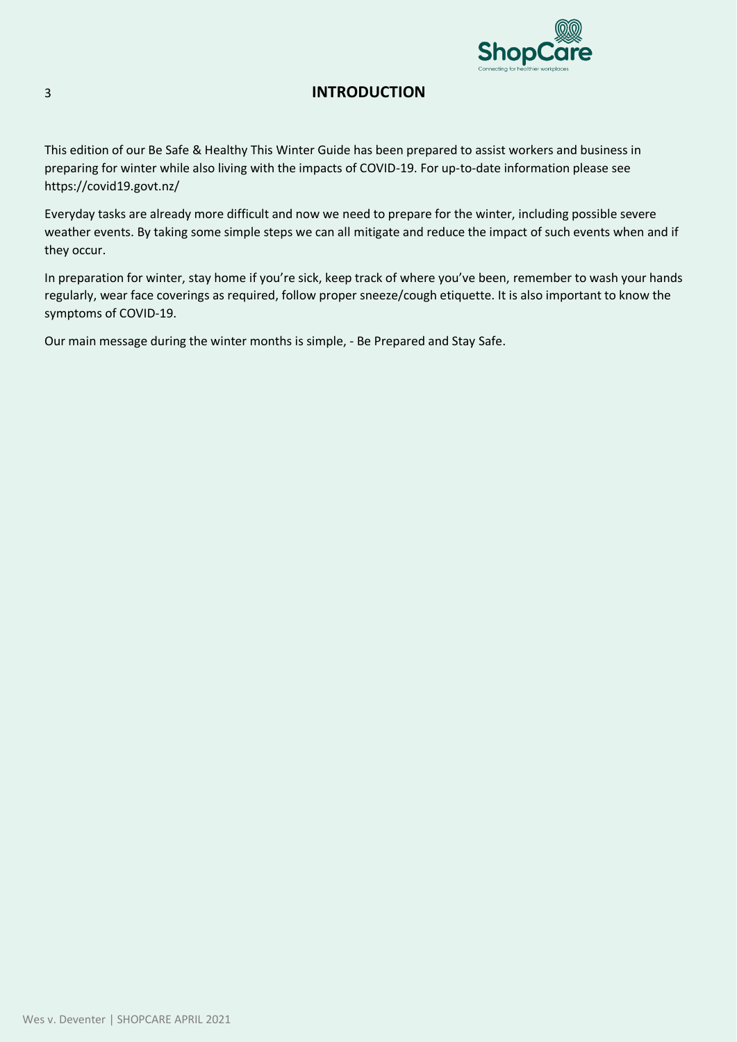# INTRODUCTION

This edition of our Be Safe & Healthy This Winter Guide has been prepared to assist workers and business in preparing for winter while also living with the impacts of COVID-19. For up-to-date information please see https://covid19.govt.nz/

Everyday tasks are already more difficult and now we need to prepare for the winter, including possible severe weather events. By taking some simple steps we can all mitigate and reduce the impact of such events when and if they occur.

In preparation for winter, stay home if you're sick, keep track of where you've been, remember to wash your hands regularly, wear face coverings as required, follow proper sneeze/cough etiquette. It is also important to know the symptoms of COVID-19.

Our main message during the winter months is simple, - Be Prepared and Stay Safe.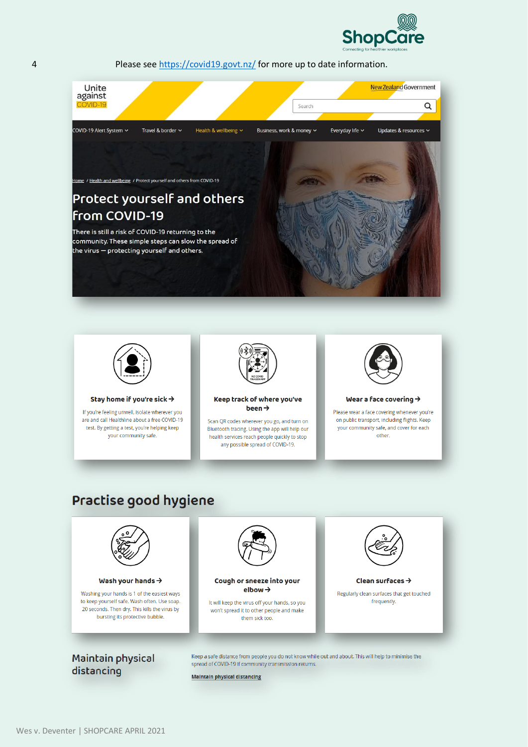Please see https://covid19.govt.nz/ for more up to date information.

Unite against COVID-19

New Zealand Government

Search

COVID-19 Alert System | Travel & border | Health & wellbeing | Business, work & money | Everyday life | Updates & resources

Home / Health and wellbeing / Protect yourself and others from COVID-19

# Protect yourself and others from COVID-19

There is still a risk of COVID-19 returning to the community. These simple steps can slow the spread of the virus — protecting yourself and others.

**Stay home if you're sick →**

If you're feeling unwell, isolate wherever you are and call Healthline about a free COVID-19 test. By getting a test, you're helping keep your community safe.

**Keep track of where you've been →**

Scan QR codes wherever you go, and turn on Bluetooth tracing. Using the app will help our health services reach people quickly to stop any possible spread of COVID-19.

**Wear a face covering →**

Please wear a face covering whenever you're on public transport, including flights. Keep your community safe, and cover for each other.

## Practise good hygiene

**Wash your hands →**

Washing your hands is 1 of the easiest ways to keep yourself safe. Wash often. Use soap. 20 seconds. Then dry. This kills the virus by bursting its protective bubble.

**Cough or sneeze into your elbow →**

It will keep the virus off your hands, so you won't spread it to other people and make them sick too.

**Clean surfaces →**

Regularly clean surfaces that get touched frequently.

## Maintain physical distancing

Keep a safe distance from people you do not know while out and about. This will help to minimise the spread of COVID-19 if community transmission returns.

Maintain physical distancing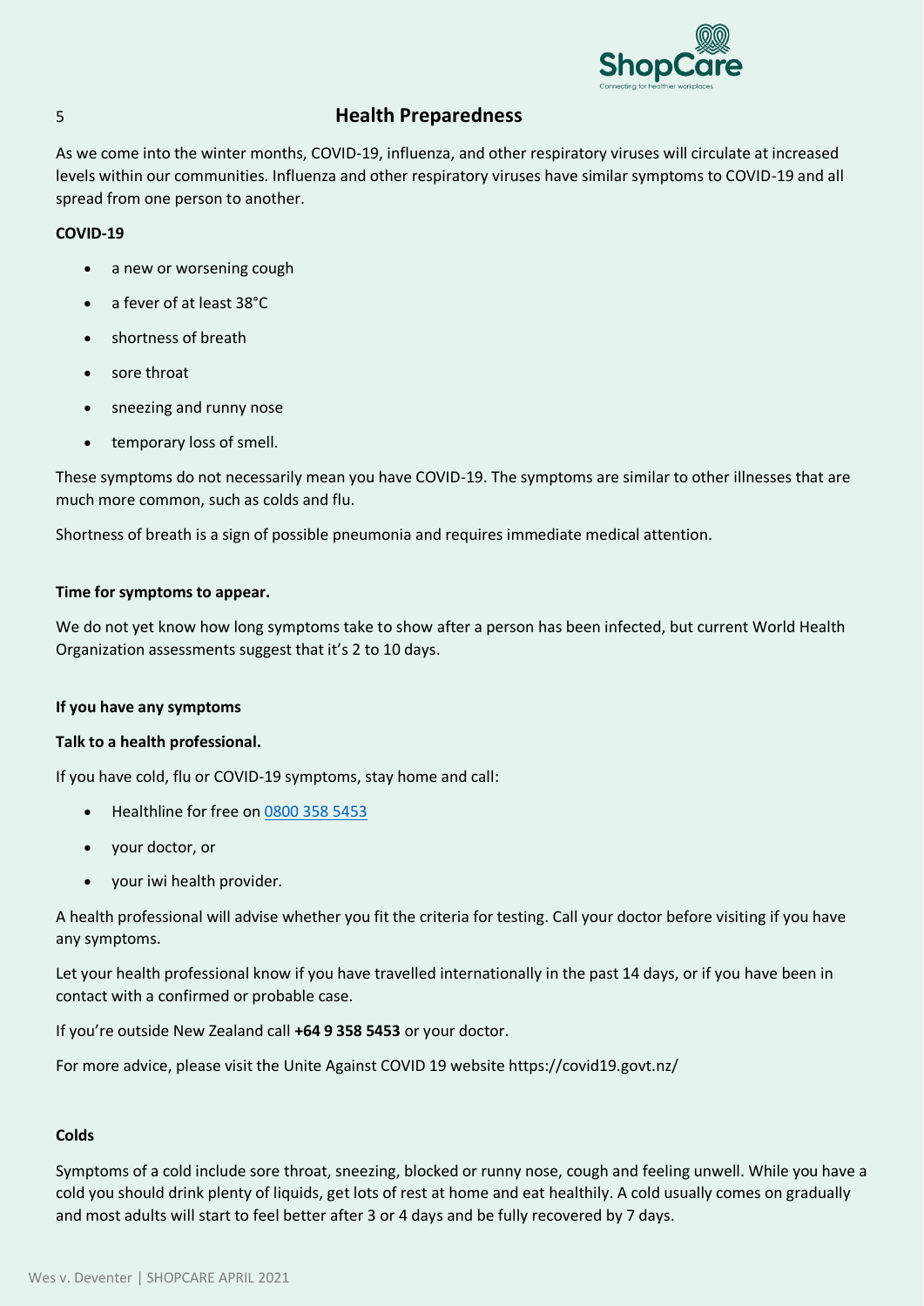## Health Preparedness

As we come into the winter months, COVID-19, influenza, and other respiratory viruses will circulate at increased levels within our communities. Influenza and other respiratory viruses have similar symptoms to COVID-19 and all spread from one person to another.

**COVID-19**

- a new or worsening cough
- a fever of at least 38°C
- shortness of breath
- sore throat
- sneezing and runny nose
- temporary loss of smell.

These symptoms do not necessarily mean you have COVID-19. The symptoms are similar to other illnesses that are much more common, such as colds and flu.

Shortness of breath is a sign of possible pneumonia and requires immediate medical attention.

**Time for symptoms to appear.**

We do not yet know how long symptoms take to show after a person has been infected, but current World Health Organization assessments suggest that it's 2 to 10 days.

**If you have any symptoms**

**Talk to a health professional.**

If you have cold, flu or COVID-19 symptoms, stay home and call:

- Healthline for free on 0800 358 5453
- your doctor, or
- your iwi health provider.

A health professional will advise whether you fit the criteria for testing. Call your doctor before visiting if you have any symptoms.

Let your health professional know if you have travelled internationally in the past 14 days, or if you have been in contact with a confirmed or probable case.

If you're outside New Zealand call **+64 9 358 5453** or your doctor.

For more advice, please visit the Unite Against COVID 19 website https://covid19.govt.nz/

**Colds**

Symptoms of a cold include sore throat, sneezing, blocked or runny nose, cough and feeling unwell. While you have a cold you should drink plenty of liquids, get lots of rest at home and eat healthily. A cold usually comes on gradually and most adults will start to feel better after 3 or 4 days and be fully recovered by 7 days.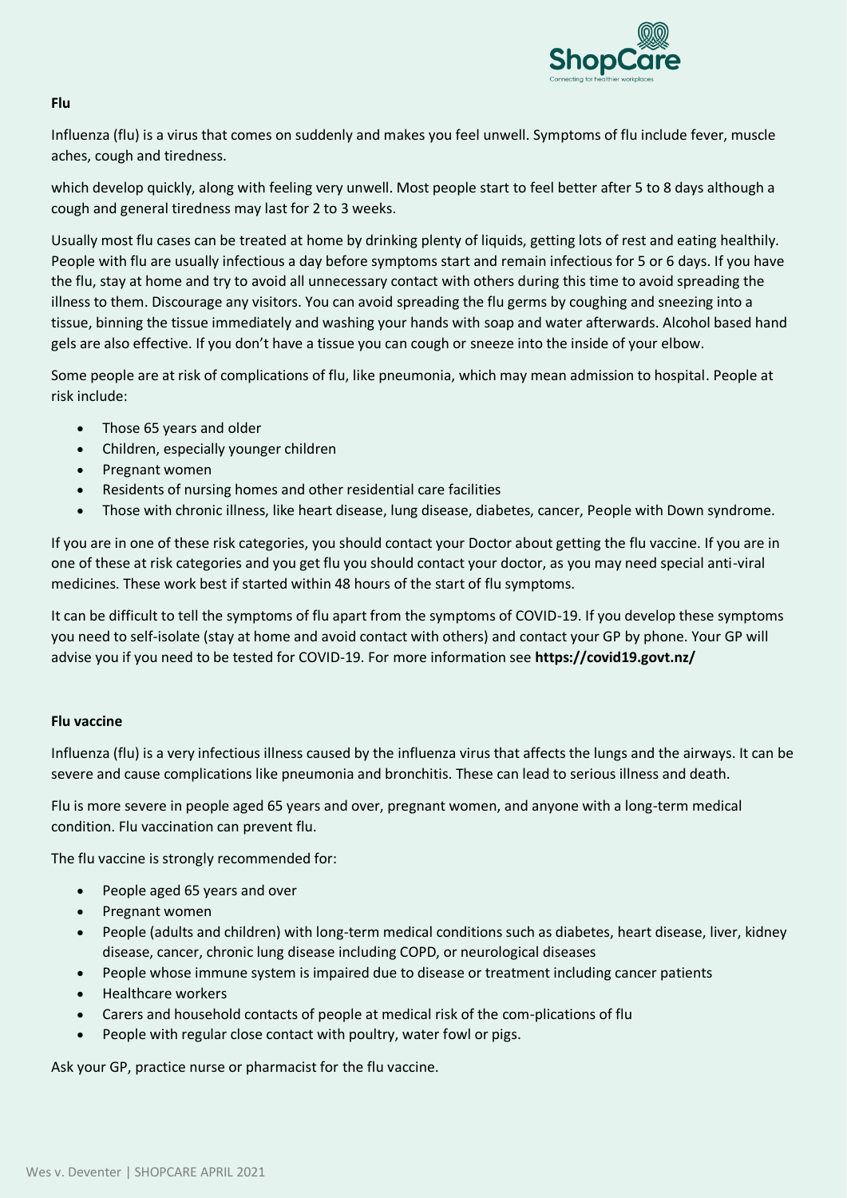**Flu**

Influenza (flu) is a virus that comes on suddenly and makes you feel unwell. Symptoms of flu include fever, muscle aches, cough and tiredness.

which develop quickly, along with feeling very unwell. Most people start to feel better after 5 to 8 days although a cough and general tiredness may last for 2 to 3 weeks.

Usually most flu cases can be treated at home by drinking plenty of liquids, getting lots of rest and eating healthily. People with flu are usually infectious a day before symptoms start and remain infectious for 5 or 6 days. If you have the flu, stay at home and try to avoid all unnecessary contact with others during this time to avoid spreading the illness to them. Discourage any visitors. You can avoid spreading the flu germs by coughing and sneezing into a tissue, binning the tissue immediately and washing your hands with soap and water afterwards. Alcohol based hand gels are also effective. If you don't have a tissue you can cough or sneeze into the inside of your elbow.

Some people are at risk of complications of flu, like pneumonia, which may mean admission to hospital. People at risk include:

- Those 65 years and older
- Children, especially younger children
- Pregnant women
- Residents of nursing homes and other residential care facilities
- Those with chronic illness, like heart disease, lung disease, diabetes, cancer, People with Down syndrome.

If you are in one of these risk categories, you should contact your Doctor about getting the flu vaccine. If you are in one of these at risk categories and you get flu you should contact your doctor, as you may need special anti-viral medicines. These work best if started within 48 hours of the start of flu symptoms.

It can be difficult to tell the symptoms of flu apart from the symptoms of COVID-19. If you develop these symptoms you need to self-isolate (stay at home and avoid contact with others) and contact your GP by phone. Your GP will advise you if you need to be tested for COVID-19. For more information see **https://covid19.govt.nz/**

**Flu vaccine**

Influenza (flu) is a very infectious illness caused by the influenza virus that affects the lungs and the airways. It can be severe and cause complications like pneumonia and bronchitis. These can lead to serious illness and death.

Flu is more severe in people aged 65 years and over, pregnant women, and anyone with a long-term medical condition. Flu vaccination can prevent flu.

The flu vaccine is strongly recommended for:

- People aged 65 years and over
- Pregnant women
- People (adults and children) with long-term medical conditions such as diabetes, heart disease, liver, kidney disease, cancer, chronic lung disease including COPD, or neurological diseases
- People whose immune system is impaired due to disease or treatment including cancer patients
- Healthcare workers
- Carers and household contacts of people at medical risk of the com-plications of flu
- People with regular close contact with poultry, water fowl or pigs.

Ask your GP, practice nurse or pharmacist for the flu vaccine.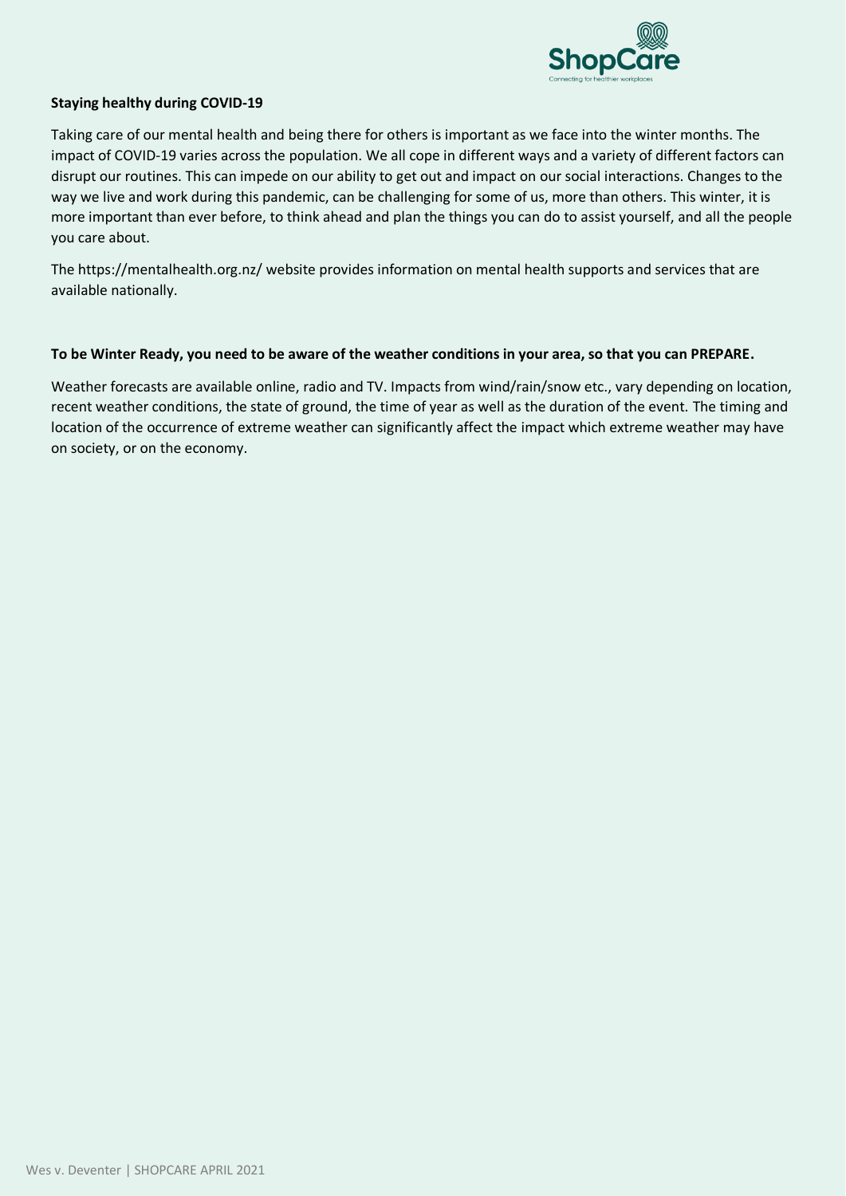**Staying healthy during COVID-19**

Taking care of our mental health and being there for others is important as we face into the winter months. The impact of COVID-19 varies across the population. We all cope in different ways and a variety of different factors can disrupt our routines. This can impede on our ability to get out and impact on our social interactions. Changes to the way we live and work during this pandemic, can be challenging for some of us, more than others. This winter, it is more important than ever before, to think ahead and plan the things you can do to assist yourself, and all the people you care about.

The https://mentalhealth.org.nz/ website provides information on mental health supports and services that are available nationally.

**To be Winter Ready, you need to be aware of the weather conditions in your area, so that you can PREPARE.**

Weather forecasts are available online, radio and TV. Impacts from wind/rain/snow etc., vary depending on location, recent weather conditions, the state of ground, the time of year as well as the duration of the event. The timing and location of the occurrence of extreme weather can significantly affect the impact which extreme weather may have on society, or on the economy.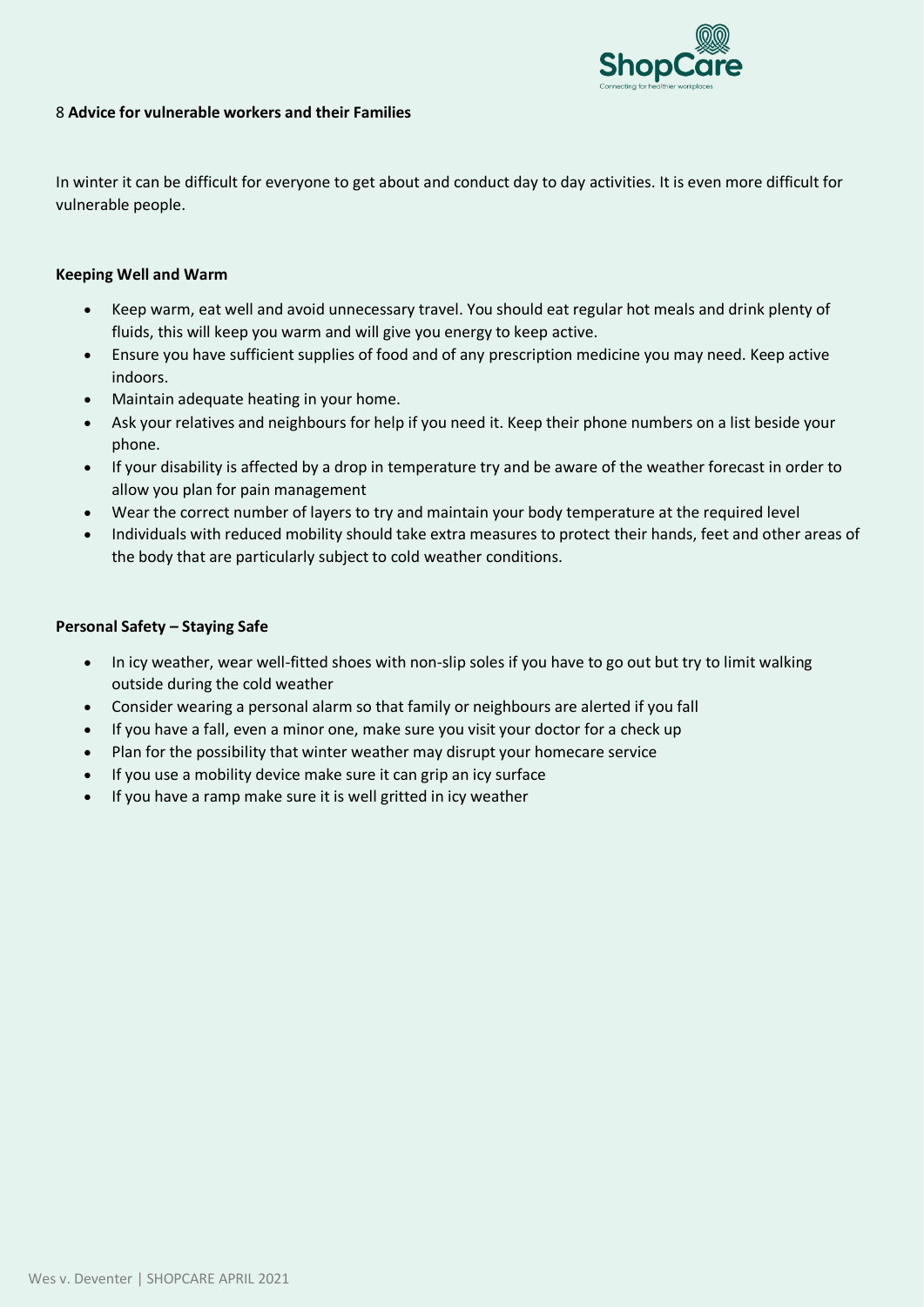## 8 Advice for vulnerable workers and their Families

In winter it can be difficult for everyone to get about and conduct day to day activities. It is even more difficult for vulnerable people.

### Keeping Well and Warm

- Keep warm, eat well and avoid unnecessary travel. You should eat regular hot meals and drink plenty of fluids, this will keep you warm and will give you energy to keep active.
- Ensure you have sufficient supplies of food and of any prescription medicine you may need. Keep active indoors.
- Maintain adequate heating in your home.
- Ask your relatives and neighbours for help if you need it. Keep their phone numbers on a list beside your phone.
- If your disability is affected by a drop in temperature try and be aware of the weather forecast in order to allow you plan for pain management
- Wear the correct number of layers to try and maintain your body temperature at the required level
- Individuals with reduced mobility should take extra measures to protect their hands, feet and other areas of the body that are particularly subject to cold weather conditions.

### Personal Safety – Staying Safe

- In icy weather, wear well-fitted shoes with non-slip soles if you have to go out but try to limit walking outside during the cold weather
- Consider wearing a personal alarm so that family or neighbours are alerted if you fall
- If you have a fall, even a minor one, make sure you visit your doctor for a check up
- Plan for the possibility that winter weather may disrupt your homecare service
- If you use a mobility device make sure it can grip an icy surface
- If you have a ramp make sure it is well gritted in icy weather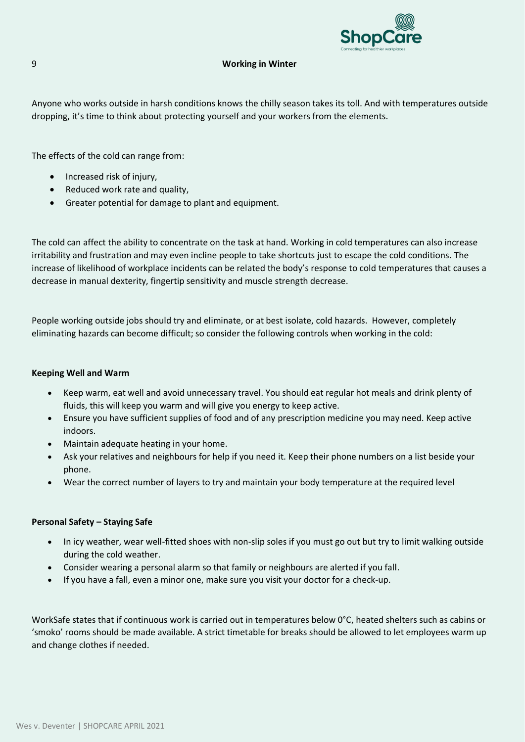## Working in Winter

Anyone who works outside in harsh conditions knows the chilly season takes its toll. And with temperatures outside dropping, it's time to think about protecting yourself and your workers from the elements.

The effects of the cold can range from:

- Increased risk of injury,
- Reduced work rate and quality,
- Greater potential for damage to plant and equipment.

The cold can affect the ability to concentrate on the task at hand. Working in cold temperatures can also increase irritability and frustration and may even incline people to take shortcuts just to escape the cold conditions. The increase of likelihood of workplace incidents can be related the body's response to cold temperatures that causes a decrease in manual dexterity, fingertip sensitivity and muscle strength decrease.

People working outside jobs should try and eliminate, or at best isolate, cold hazards. However, completely eliminating hazards can become difficult; so consider the following controls when working in the cold:

**Keeping Well and Warm**

- Keep warm, eat well and avoid unnecessary travel. You should eat regular hot meals and drink plenty of fluids, this will keep you warm and will give you energy to keep active.
- Ensure you have sufficient supplies of food and of any prescription medicine you may need. Keep active indoors.
- Maintain adequate heating in your home.
- Ask your relatives and neighbours for help if you need it. Keep their phone numbers on a list beside your phone.
- Wear the correct number of layers to try and maintain your body temperature at the required level

**Personal Safety – Staying Safe**

- In icy weather, wear well-fitted shoes with non-slip soles if you must go out but try to limit walking outside during the cold weather.
- Consider wearing a personal alarm so that family or neighbours are alerted if you fall.
- If you have a fall, even a minor one, make sure you visit your doctor for a check-up.

WorkSafe states that if continuous work is carried out in temperatures below 0°C, heated shelters such as cabins or 'smoko' rooms should be made available. A strict timetable for breaks should be allowed to let employees warm up and change clothes if needed.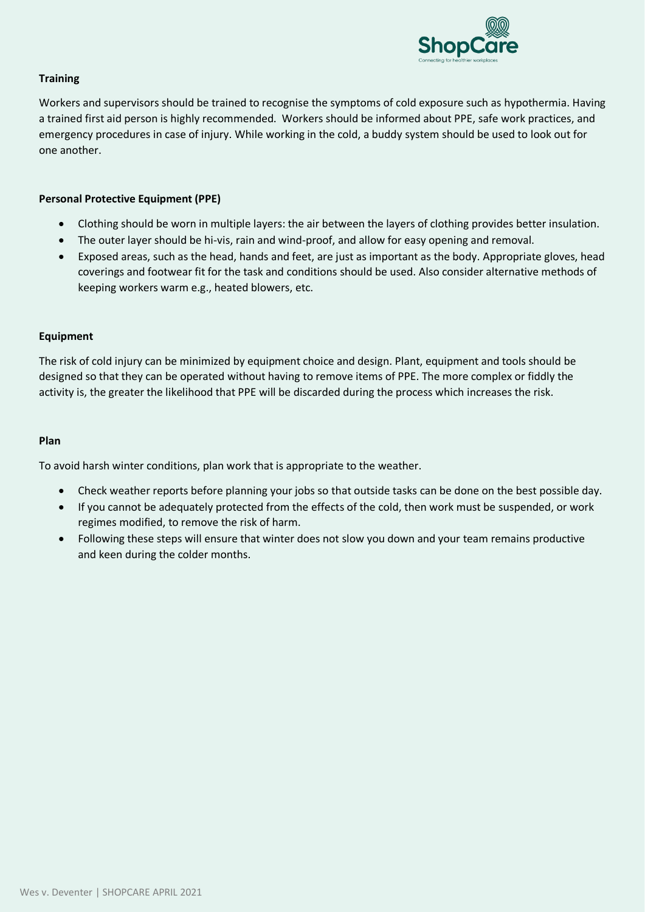## Training

Workers and supervisors should be trained to recognise the symptoms of cold exposure such as hypothermia. Having a trained first aid person is highly recommended. Workers should be informed about PPE, safe work practices, and emergency procedures in case of injury. While working in the cold, a buddy system should be used to look out for one another.

## Personal Protective Equipment (PPE)

- Clothing should be worn in multiple layers: the air between the layers of clothing provides better insulation.
- The outer layer should be hi-vis, rain and wind-proof, and allow for easy opening and removal.
- Exposed areas, such as the head, hands and feet, are just as important as the body. Appropriate gloves, head coverings and footwear fit for the task and conditions should be used. Also consider alternative methods of keeping workers warm e.g., heated blowers, etc.

## Equipment

The risk of cold injury can be minimized by equipment choice and design. Plant, equipment and tools should be designed so that they can be operated without having to remove items of PPE. The more complex or fiddly the activity is, the greater the likelihood that PPE will be discarded during the process which increases the risk.

## Plan

To avoid harsh winter conditions, plan work that is appropriate to the weather.

- Check weather reports before planning your jobs so that outside tasks can be done on the best possible day.
- If you cannot be adequately protected from the effects of the cold, then work must be suspended, or work regimes modified, to remove the risk of harm.
- Following these steps will ensure that winter does not slow you down and your team remains productive and keen during the colder months.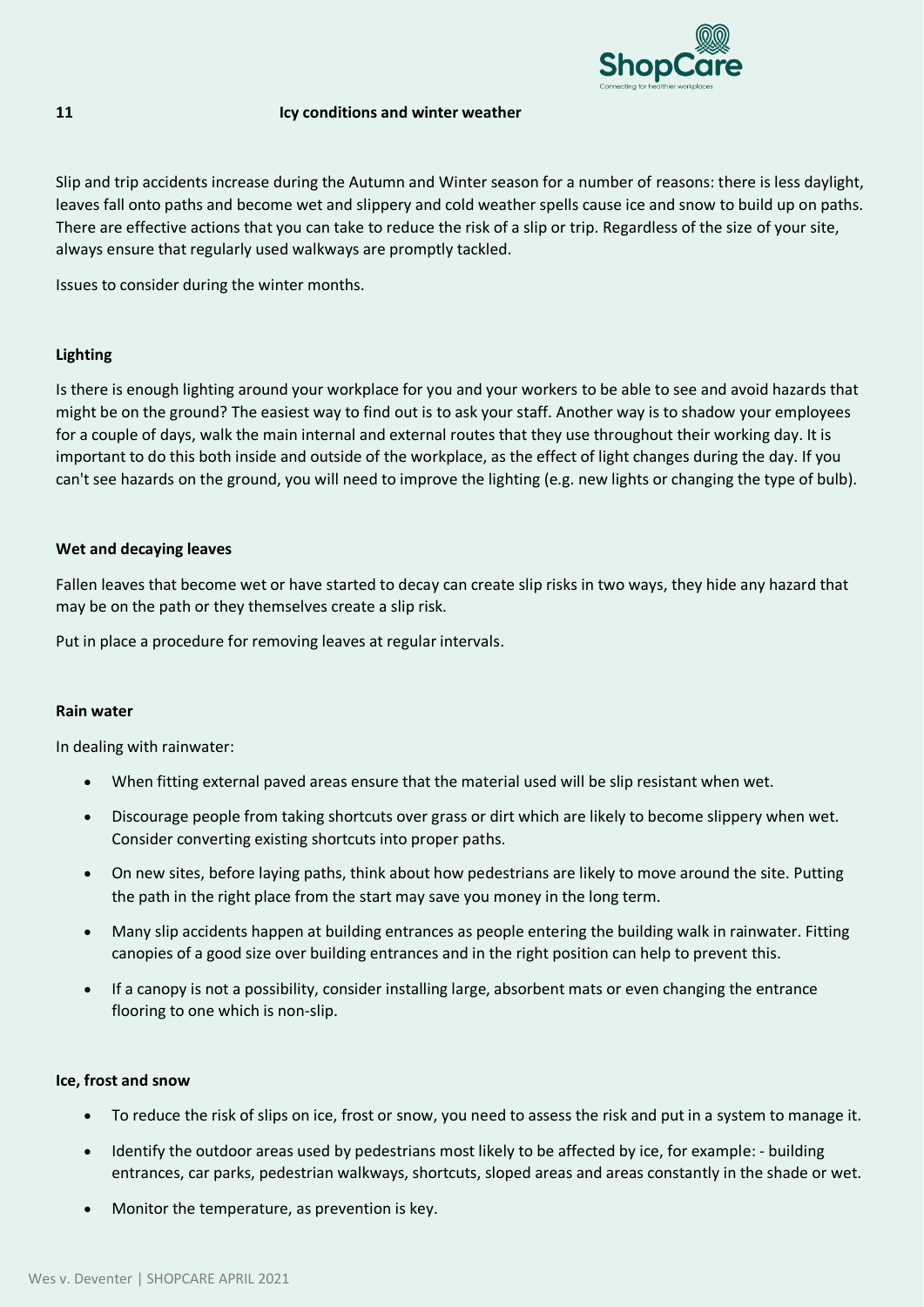## 11 Icy conditions and winter weather

Slip and trip accidents increase during the Autumn and Winter season for a number of reasons: there is less daylight, leaves fall onto paths and become wet and slippery and cold weather spells cause ice and snow to build up on paths. There are effective actions that you can take to reduce the risk of a slip or trip. Regardless of the size of your site, always ensure that regularly used walkways are promptly tackled.

Issues to consider during the winter months.

**Lighting**

Is there is enough lighting around your workplace for you and your workers to be able to see and avoid hazards that might be on the ground? The easiest way to find out is to ask your staff. Another way is to shadow your employees for a couple of days, walk the main internal and external routes that they use throughout their working day. It is important to do this both inside and outside of the workplace, as the effect of light changes during the day. If you can't see hazards on the ground, you will need to improve the lighting (e.g. new lights or changing the type of bulb).

**Wet and decaying leaves**

Fallen leaves that become wet or have started to decay can create slip risks in two ways, they hide any hazard that may be on the path or they themselves create a slip risk.

Put in place a procedure for removing leaves at regular intervals.

**Rain water**

In dealing with rainwater:

- When fitting external paved areas ensure that the material used will be slip resistant when wet.
- Discourage people from taking shortcuts over grass or dirt which are likely to become slippery when wet. Consider converting existing shortcuts into proper paths.
- On new sites, before laying paths, think about how pedestrians are likely to move around the site. Putting the path in the right place from the start may save you money in the long term.
- Many slip accidents happen at building entrances as people entering the building walk in rainwater. Fitting canopies of a good size over building entrances and in the right position can help to prevent this.
- If a canopy is not a possibility, consider installing large, absorbent mats or even changing the entrance flooring to one which is non-slip.

**Ice, frost and snow**

- To reduce the risk of slips on ice, frost or snow, you need to assess the risk and put in a system to manage it.
- Identify the outdoor areas used by pedestrians most likely to be affected by ice, for example: - building entrances, car parks, pedestrian walkways, shortcuts, sloped areas and areas constantly in the shade or wet.
- Monitor the temperature, as prevention is key.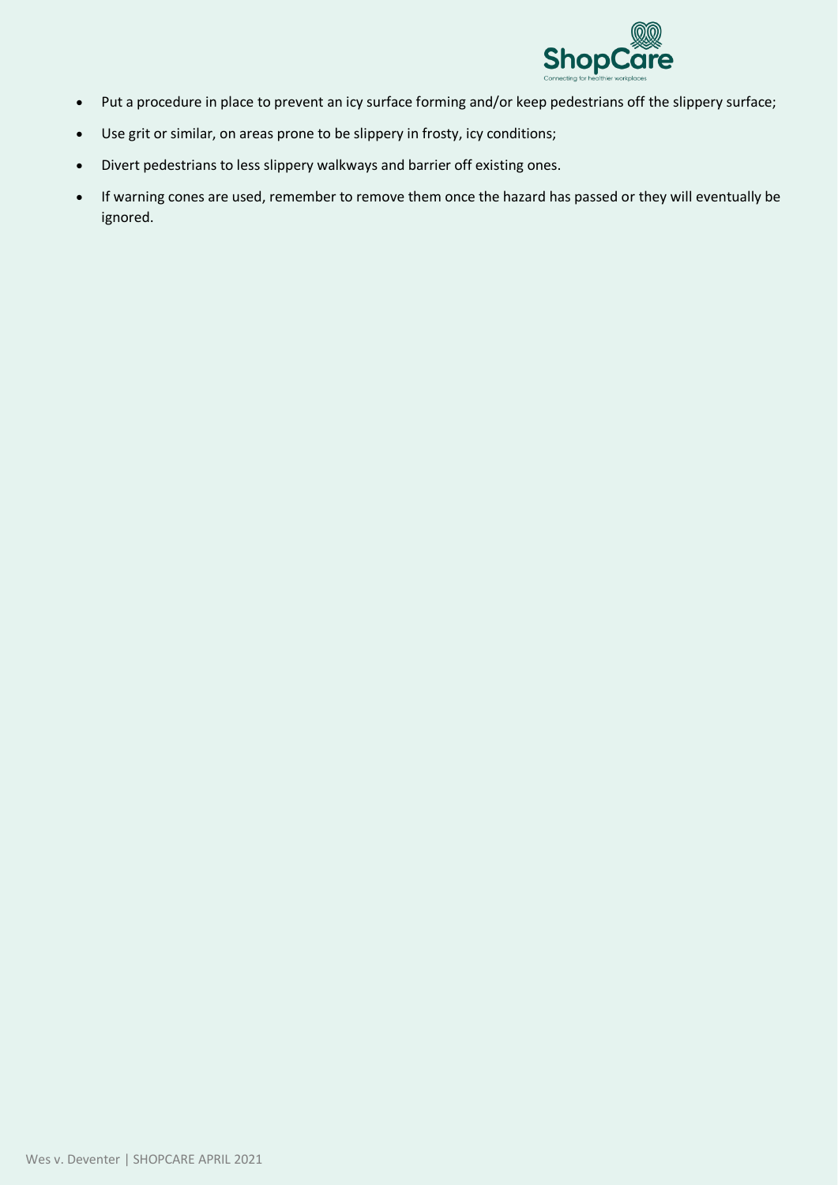- Put a procedure in place to prevent an icy surface forming and/or keep pedestrians off the slippery surface;
- Use grit or similar, on areas prone to be slippery in frosty, icy conditions;
- Divert pedestrians to less slippery walkways and barrier off existing ones.
- If warning cones are used, remember to remove them once the hazard has passed or they will eventually be ignored.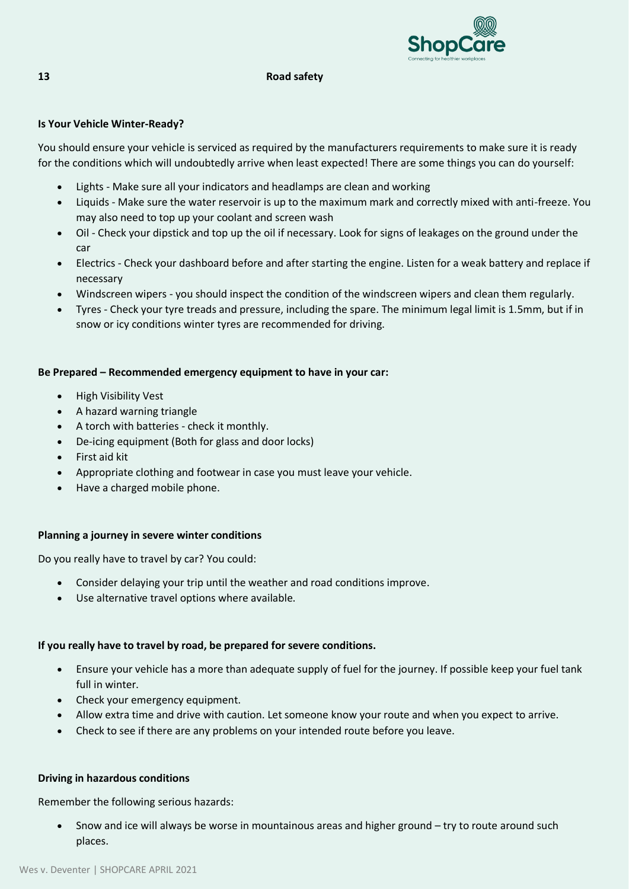## 13 Road safety

**Is Your Vehicle Winter-Ready?**

You should ensure your vehicle is serviced as required by the manufacturers requirements to make sure it is ready for the conditions which will undoubtedly arrive when least expected! There are some things you can do yourself:

- Lights - Make sure all your indicators and headlamps are clean and working
- Liquids - Make sure the water reservoir is up to the maximum mark and correctly mixed with anti-freeze. You may also need to top up your coolant and screen wash
- Oil - Check your dipstick and top up the oil if necessary. Look for signs of leakages on the ground under the car
- Electrics - Check your dashboard before and after starting the engine. Listen for a weak battery and replace if necessary
- Windscreen wipers - you should inspect the condition of the windscreen wipers and clean them regularly.
- Tyres - Check your tyre treads and pressure, including the spare. The minimum legal limit is 1.5mm, but if in snow or icy conditions winter tyres are recommended for driving.

**Be Prepared – Recommended emergency equipment to have in your car:**

- High Visibility Vest
- A hazard warning triangle
- A torch with batteries - check it monthly.
- De-icing equipment (Both for glass and door locks)
- First aid kit
- Appropriate clothing and footwear in case you must leave your vehicle.
- Have a charged mobile phone.

**Planning a journey in severe winter conditions**

Do you really have to travel by car? You could:

- Consider delaying your trip until the weather and road conditions improve.
- Use alternative travel options where available.

**If you really have to travel by road, be prepared for severe conditions.**

- Ensure your vehicle has a more than adequate supply of fuel for the journey. If possible keep your fuel tank full in winter.
- Check your emergency equipment.
- Allow extra time and drive with caution. Let someone know your route and when you expect to arrive.
- Check to see if there are any problems on your intended route before you leave.

**Driving in hazardous conditions**

Remember the following serious hazards:

- Snow and ice will always be worse in mountainous areas and higher ground – try to route around such places.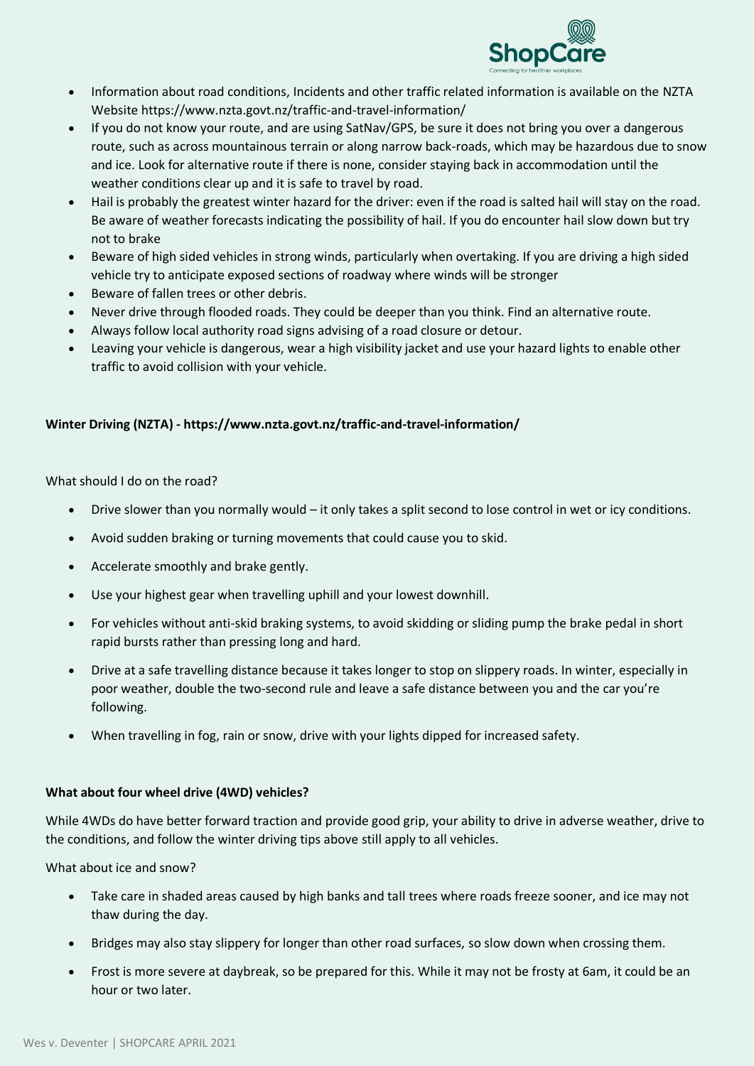- Information about road conditions, Incidents and other traffic related information is available on the NZTA Website https://www.nzta.govt.nz/traffic-and-travel-information/
- If you do not know your route, and are using SatNav/GPS, be sure it does not bring you over a dangerous route, such as across mountainous terrain or along narrow back-roads, which may be hazardous due to snow and ice. Look for alternative route if there is none, consider staying back in accommodation until the weather conditions clear up and it is safe to travel by road.
- Hail is probably the greatest winter hazard for the driver: even if the road is salted hail will stay on the road. Be aware of weather forecasts indicating the possibility of hail. If you do encounter hail slow down but try not to brake
- Beware of high sided vehicles in strong winds, particularly when overtaking. If you are driving a high sided vehicle try to anticipate exposed sections of roadway where winds will be stronger
- Beware of fallen trees or other debris.
- Never drive through flooded roads. They could be deeper than you think. Find an alternative route.
- Always follow local authority road signs advising of a road closure or detour.
- Leaving your vehicle is dangerous, wear a high visibility jacket and use your hazard lights to enable other traffic to avoid collision with your vehicle.

**Winter Driving (NZTA) - https://www.nzta.govt.nz/traffic-and-travel-information/**

What should I do on the road?

- Drive slower than you normally would – it only takes a split second to lose control in wet or icy conditions.
- Avoid sudden braking or turning movements that could cause you to skid.
- Accelerate smoothly and brake gently.
- Use your highest gear when travelling uphill and your lowest downhill.
- For vehicles without anti-skid braking systems, to avoid skidding or sliding pump the brake pedal in short rapid bursts rather than pressing long and hard.
- Drive at a safe travelling distance because it takes longer to stop on slippery roads. In winter, especially in poor weather, double the two-second rule and leave a safe distance between you and the car you're following.
- When travelling in fog, rain or snow, drive with your lights dipped for increased safety.

**What about four wheel drive (4WD) vehicles?**

While 4WDs do have better forward traction and provide good grip, your ability to drive in adverse weather, drive to the conditions, and follow the winter driving tips above still apply to all vehicles.

What about ice and snow?

- Take care in shaded areas caused by high banks and tall trees where roads freeze sooner, and ice may not thaw during the day.
- Bridges may also stay slippery for longer than other road surfaces, so slow down when crossing them.
- Frost is more severe at daybreak, so be prepared for this. While it may not be frosty at 6am, it could be an hour or two later.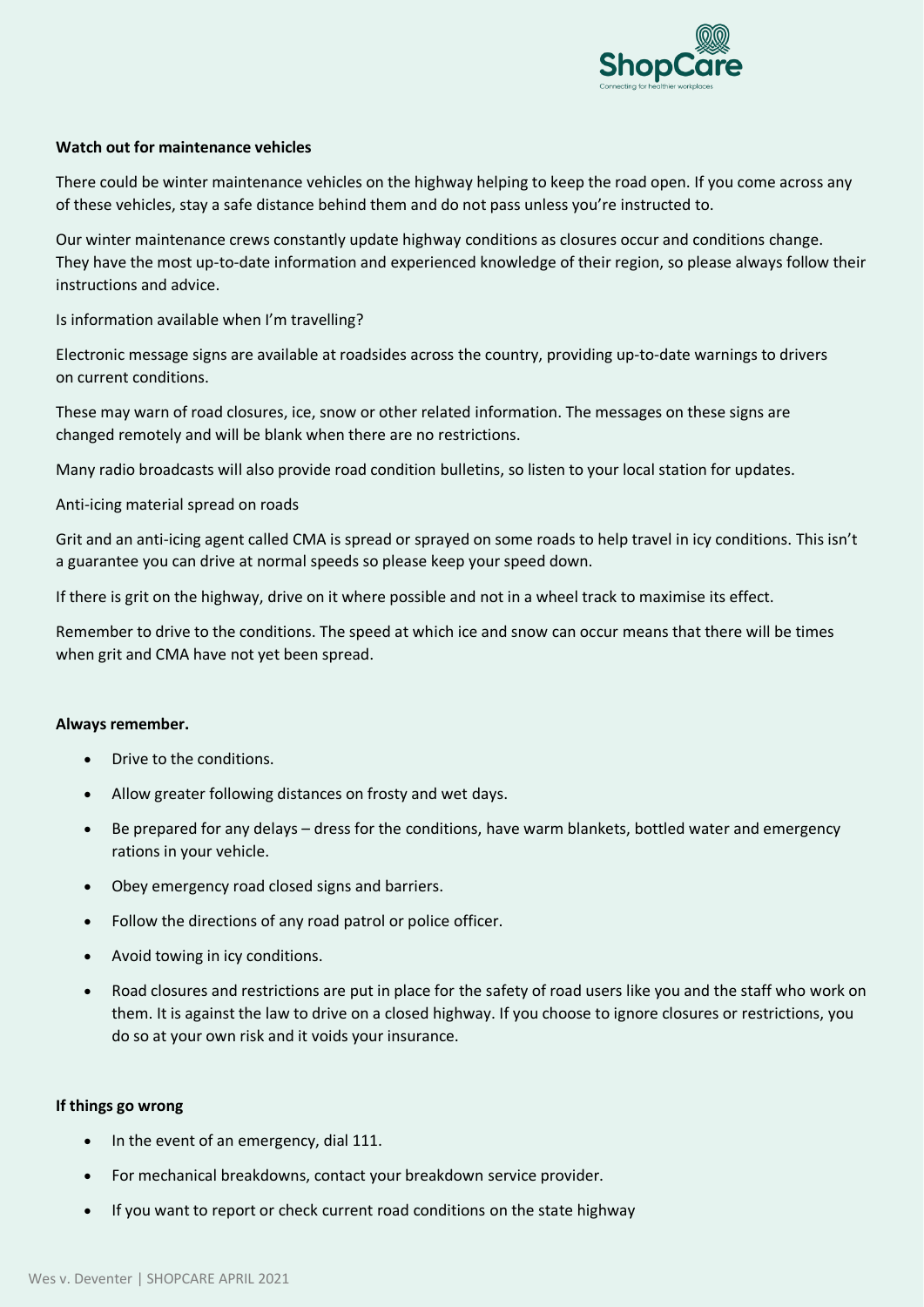**Watch out for maintenance vehicles**

There could be winter maintenance vehicles on the highway helping to keep the road open. If you come across any of these vehicles, stay a safe distance behind them and do not pass unless you're instructed to.

Our winter maintenance crews constantly update highway conditions as closures occur and conditions change. They have the most up-to-date information and experienced knowledge of their region, so please always follow their instructions and advice.

Is information available when I'm travelling?

Electronic message signs are available at roadsides across the country, providing up-to-date warnings to drivers on current conditions.

These may warn of road closures, ice, snow or other related information. The messages on these signs are changed remotely and will be blank when there are no restrictions.

Many radio broadcasts will also provide road condition bulletins, so listen to your local station for updates.

Anti-icing material spread on roads

Grit and an anti-icing agent called CMA is spread or sprayed on some roads to help travel in icy conditions. This isn't a guarantee you can drive at normal speeds so please keep your speed down.

If there is grit on the highway, drive on it where possible and not in a wheel track to maximise its effect.

Remember to drive to the conditions. The speed at which ice and snow can occur means that there will be times when grit and CMA have not yet been spread.

**Always remember.**

- Drive to the conditions.
- Allow greater following distances on frosty and wet days.
- Be prepared for any delays – dress for the conditions, have warm blankets, bottled water and emergency rations in your vehicle.
- Obey emergency road closed signs and barriers.
- Follow the directions of any road patrol or police officer.
- Avoid towing in icy conditions.
- Road closures and restrictions are put in place for the safety of road users like you and the staff who work on them. It is against the law to drive on a closed highway. If you choose to ignore closures or restrictions, you do so at your own risk and it voids your insurance.

**If things go wrong**

- In the event of an emergency, dial 111.
- For mechanical breakdowns, contact your breakdown service provider.
- If you want to report or check current road conditions on the state highway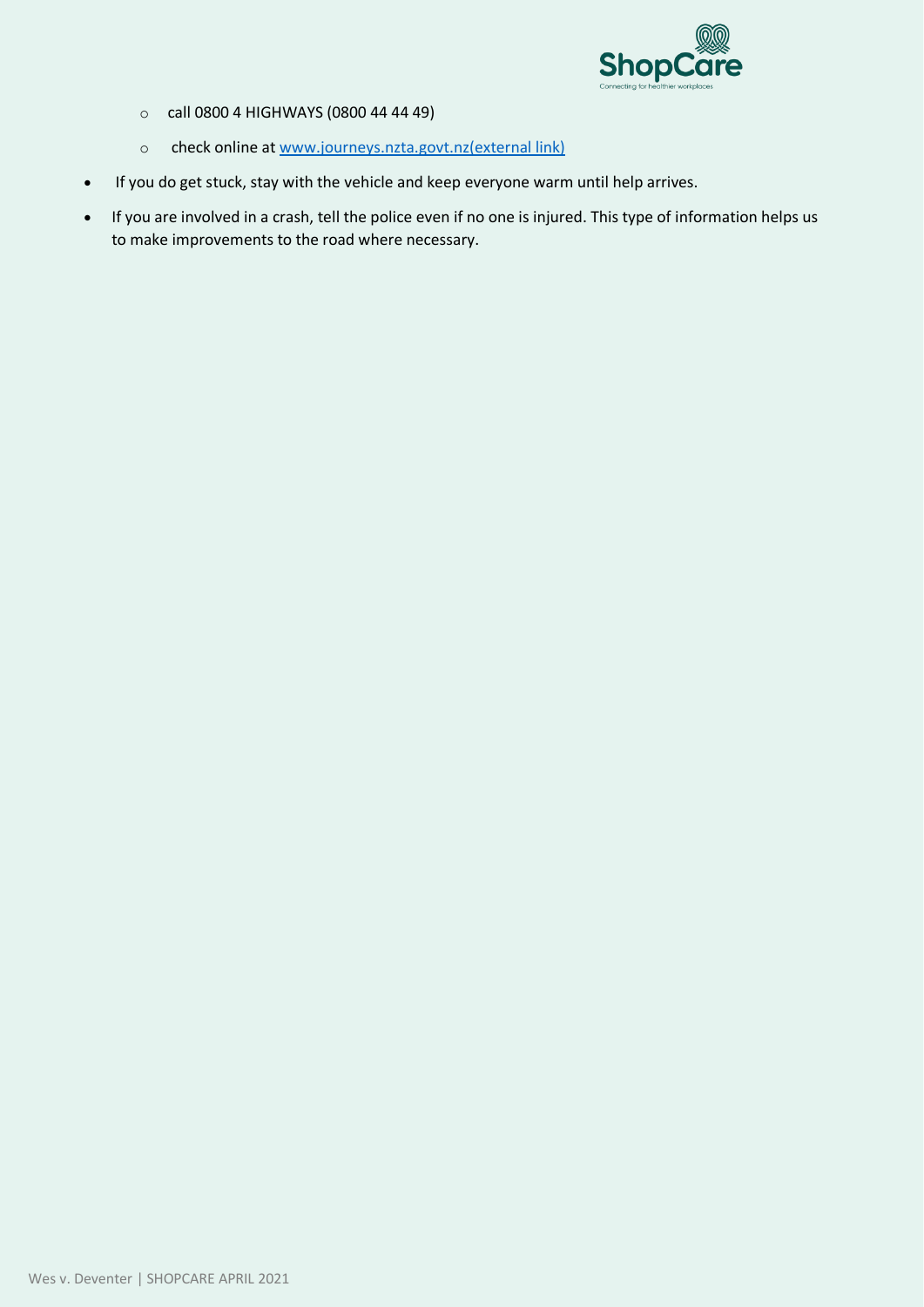- call 0800 4 HIGHWAYS (0800 44 44 49)
  - check online at [www.journeys.nzta.govt.nz(external link)](http://www.journeys.nzta.govt.nz)

- If you do get stuck, stay with the vehicle and keep everyone warm until help arrives.
- If you are involved in a crash, tell the police even if no one is injured. This type of information helps us to make improvements to the road where necessary.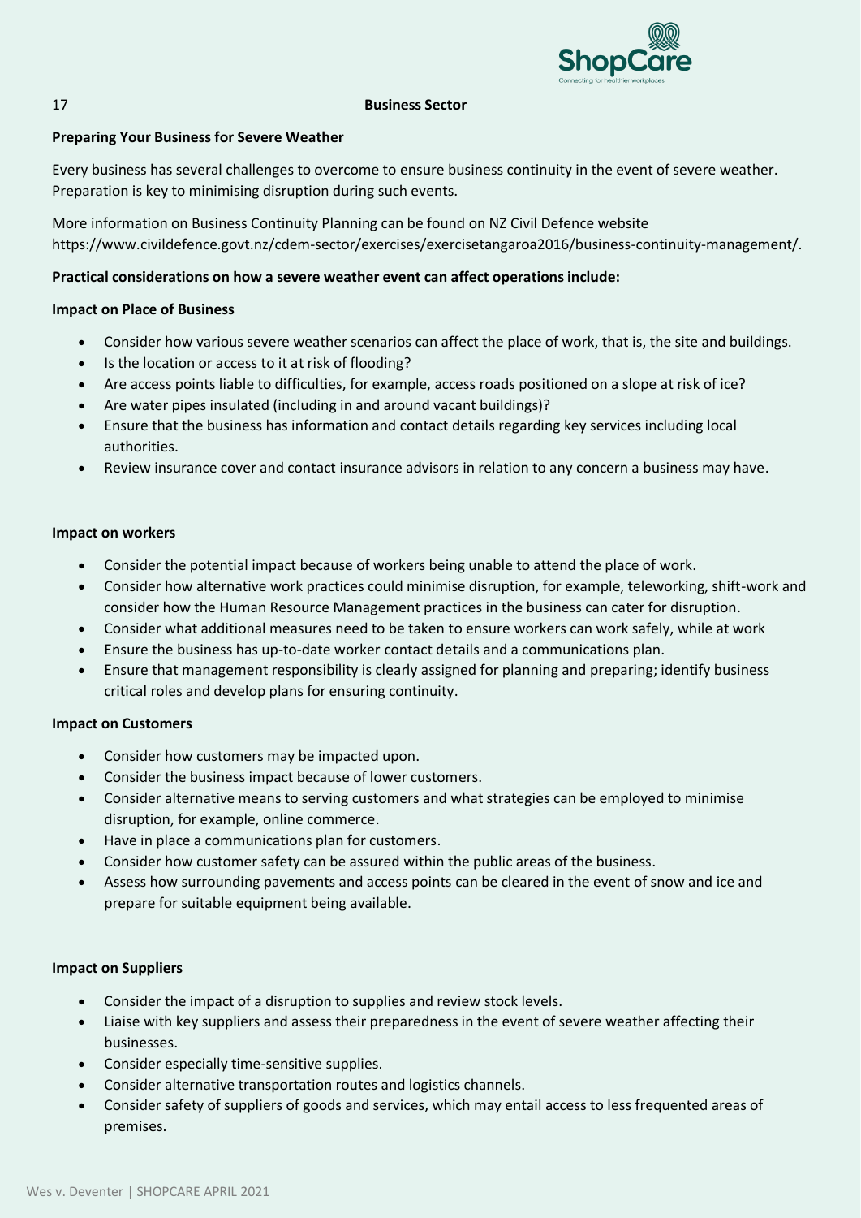## Business Sector

### Preparing Your Business for Severe Weather

Every business has several challenges to overcome to ensure business continuity in the event of severe weather. Preparation is key to minimising disruption during such events.

More information on Business Continuity Planning can be found on NZ Civil Defence website https://www.civildefence.govt.nz/cdem-sector/exercises/exercisetangaroa2016/business-continuity-management/.

**Practical considerations on how a severe weather event can affect operations include:**

**Impact on Place of Business**

- Consider how various severe weather scenarios can affect the place of work, that is, the site and buildings.
- Is the location or access to it at risk of flooding?
- Are access points liable to difficulties, for example, access roads positioned on a slope at risk of ice?
- Are water pipes insulated (including in and around vacant buildings)?
- Ensure that the business has information and contact details regarding key services including local authorities.
- Review insurance cover and contact insurance advisors in relation to any concern a business may have.

**Impact on workers**

- Consider the potential impact because of workers being unable to attend the place of work.
- Consider how alternative work practices could minimise disruption, for example, teleworking, shift-work and consider how the Human Resource Management practices in the business can cater for disruption.
- Consider what additional measures need to be taken to ensure workers can work safely, while at work
- Ensure the business has up-to-date worker contact details and a communications plan.
- Ensure that management responsibility is clearly assigned for planning and preparing; identify business critical roles and develop plans for ensuring continuity.

**Impact on Customers**

- Consider how customers may be impacted upon.
- Consider the business impact because of lower customers.
- Consider alternative means to serving customers and what strategies can be employed to minimise disruption, for example, online commerce.
- Have in place a communications plan for customers.
- Consider how customer safety can be assured within the public areas of the business.
- Assess how surrounding pavements and access points can be cleared in the event of snow and ice and prepare for suitable equipment being available.

**Impact on Suppliers**

- Consider the impact of a disruption to supplies and review stock levels.
- Liaise with key suppliers and assess their preparedness in the event of severe weather affecting their businesses.
- Consider especially time-sensitive supplies.
- Consider alternative transportation routes and logistics channels.
- Consider safety of suppliers of goods and services, which may entail access to less frequented areas of premises.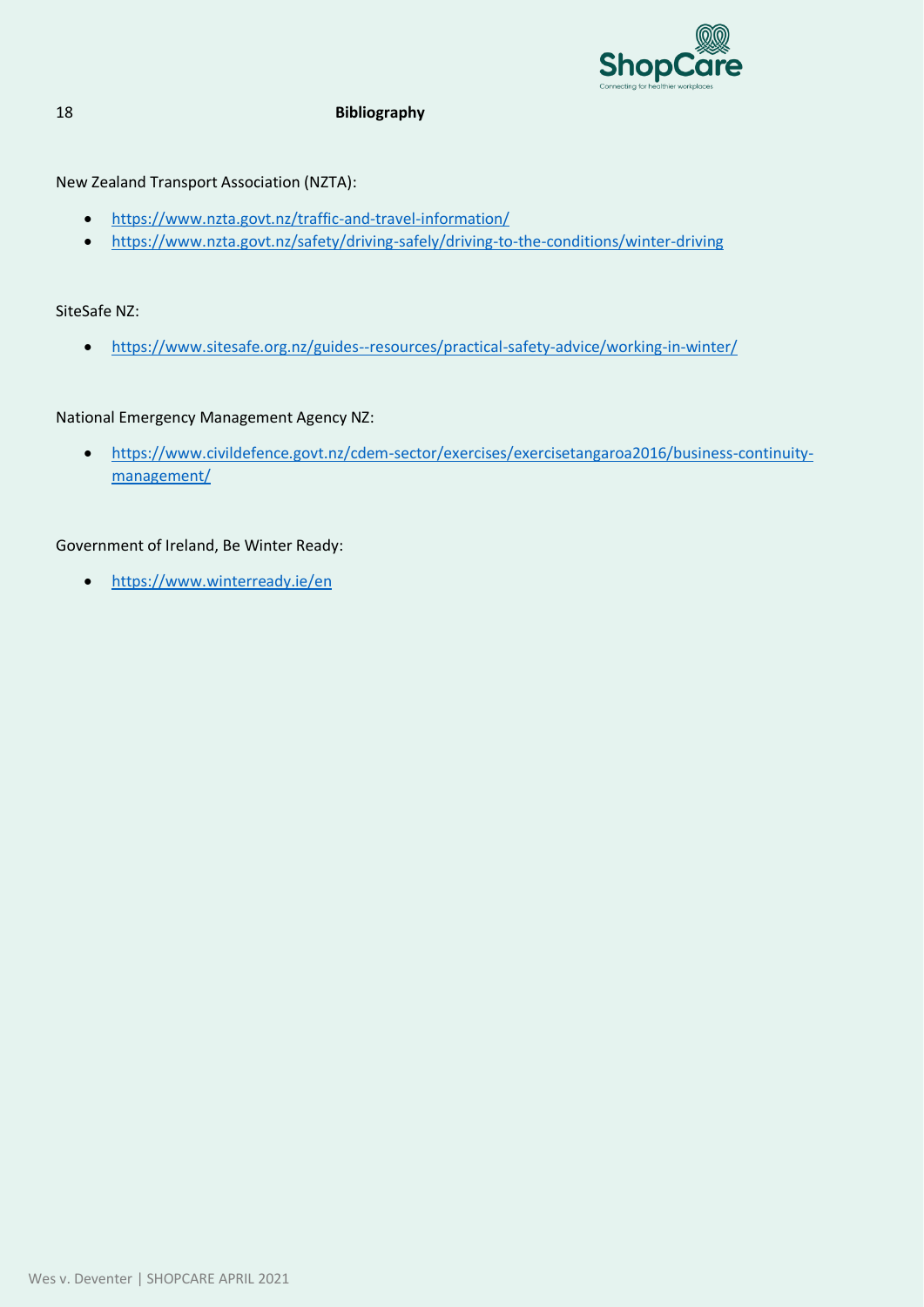## 18 Bibliography

New Zealand Transport Association (NZTA):

- https://www.nzta.govt.nz/traffic-and-travel-information/
- https://www.nzta.govt.nz/safety/driving-safely/driving-to-the-conditions/winter-driving

SiteSafe NZ:

- https://www.sitesafe.org.nz/guides--resources/practical-safety-advice/working-in-winter/

National Emergency Management Agency NZ:

- https://www.civildefence.govt.nz/cdem-sector/exercises/exercisetangaroa2016/business-continuity-management/

Government of Ireland, Be Winter Ready:

- https://www.winterready.ie/en